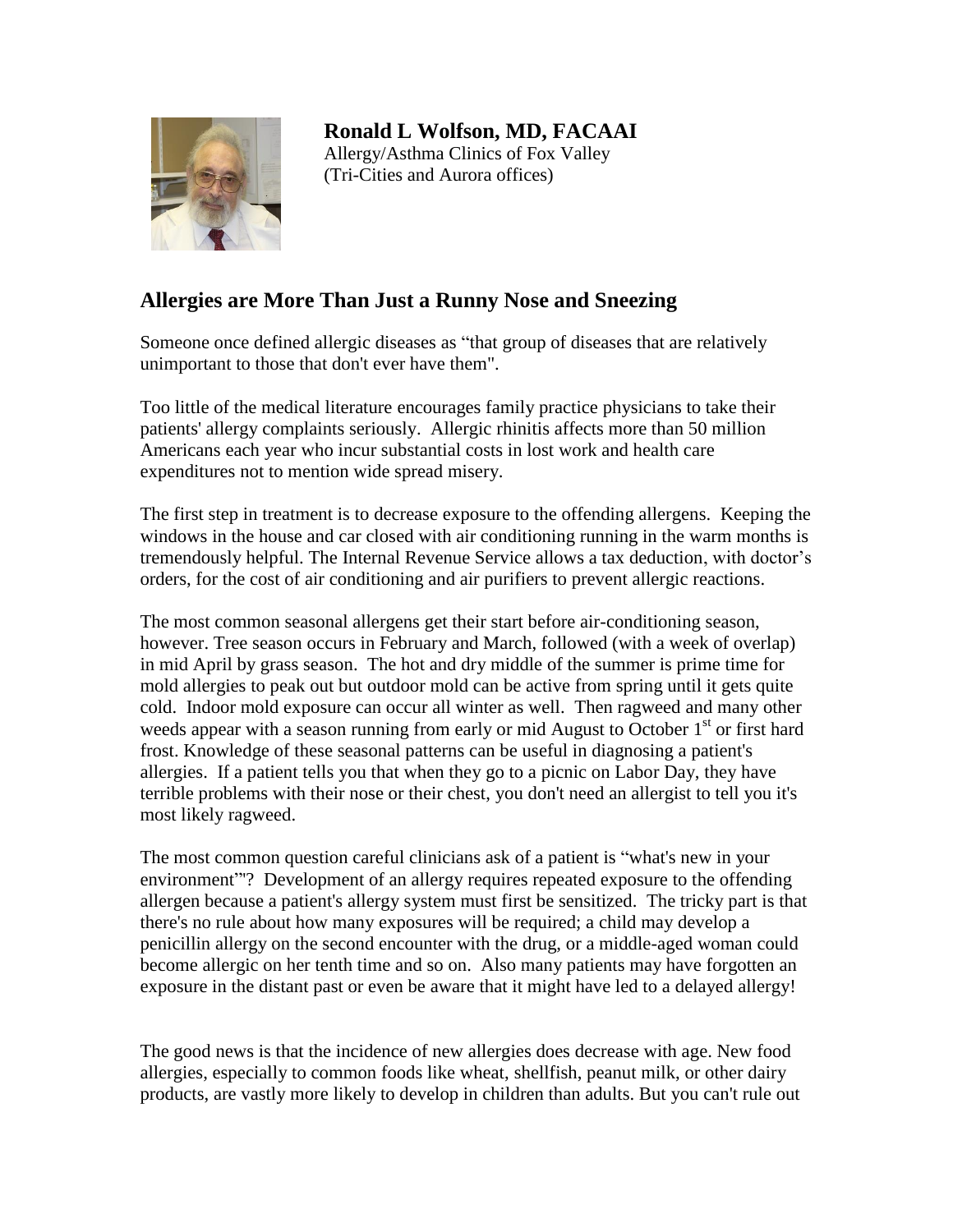**Ronald L Wolfson, MD, FACAAI**
Allergy/Asthma Clinics of Fox Valley
(Tri-Cities and Aurora offices)

## Allergies are More Than Just a Runny Nose and Sneezing

Someone once defined allergic diseases as "that group of diseases that are relatively unimportant to those that don't ever have them".

Too little of the medical literature encourages family practice physicians to take their patients' allergy complaints seriously. Allergic rhinitis affects more than 50 million Americans each year who incur substantial costs in lost work and health care expenditures not to mention wide spread misery.

The first step in treatment is to decrease exposure to the offending allergens. Keeping the windows in the house and car closed with air conditioning running in the warm months is tremendously helpful. The Internal Revenue Service allows a tax deduction, with doctor's orders, for the cost of air conditioning and air purifiers to prevent allergic reactions.

The most common seasonal allergens get their start before air-conditioning season, however. Tree season occurs in February and March, followed (with a week of overlap) in mid April by grass season. The hot and dry middle of the summer is prime time for mold allergies to peak out but outdoor mold can be active from spring until it gets quite cold. Indoor mold exposure can occur all winter as well. Then ragweed and many other weeds appear with a season running from early or mid August to October 1st or first hard frost. Knowledge of these seasonal patterns can be useful in diagnosing a patient's allergies. If a patient tells you that when they go to a picnic on Labor Day, they have terrible problems with their nose or their chest, you don't need an allergist to tell you it's most likely ragweed.

The most common question careful clinicians ask of a patient is "what's new in your environment"? Development of an allergy requires repeated exposure to the offending allergen because a patient's allergy system must first be sensitized. The tricky part is that there's no rule about how many exposures will be required; a child may develop a penicillin allergy on the second encounter with the drug, or a middle-aged woman could become allergic on her tenth time and so on. Also many patients may have forgotten an exposure in the distant past or even be aware that it might have led to a delayed allergy!

The good news is that the incidence of new allergies does decrease with age. New food allergies, especially to common foods like wheat, shellfish, peanut milk, or other dairy products, are vastly more likely to develop in children than adults. But you can't rule out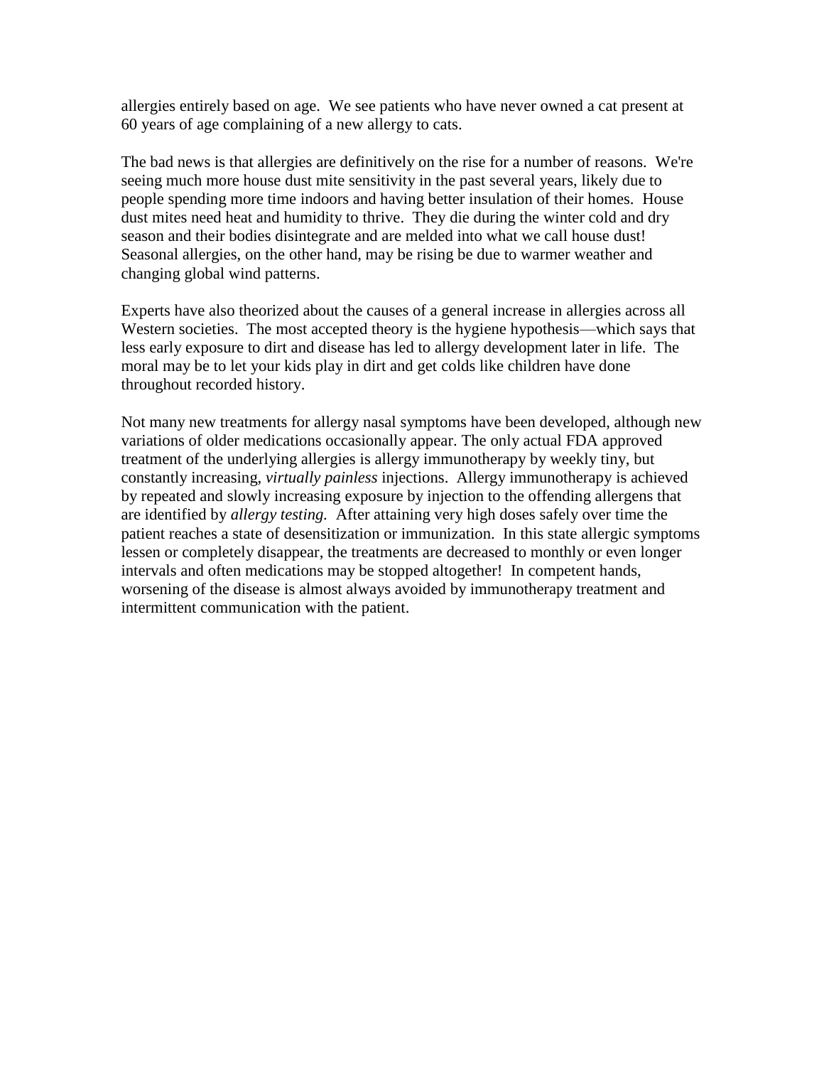allergies entirely based on age. We see patients who have never owned a cat present at 60 years of age complaining of a new allergy to cats.

The bad news is that allergies are definitively on the rise for a number of reasons. We're seeing much more house dust mite sensitivity in the past several years, likely due to people spending more time indoors and having better insulation of their homes. House dust mites need heat and humidity to thrive. They die during the winter cold and dry season and their bodies disintegrate and are melded into what we call house dust! Seasonal allergies, on the other hand, may be rising be due to warmer weather and changing global wind patterns.

Experts have also theorized about the causes of a general increase in allergies across all Western societies. The most accepted theory is the hygiene hypothesis—which says that less early exposure to dirt and disease has led to allergy development later in life. The moral may be to let your kids play in dirt and get colds like children have done throughout recorded history.

Not many new treatments for allergy nasal symptoms have been developed, although new variations of older medications occasionally appear. The only actual FDA approved treatment of the underlying allergies is allergy immunotherapy by weekly tiny, but constantly increasing, *virtually painless* injections. Allergy immunotherapy is achieved by repeated and slowly increasing exposure by injection to the offending allergens that are identified by *allergy testing.* After attaining very high doses safely over time the patient reaches a state of desensitization or immunization. In this state allergic symptoms lessen or completely disappear, the treatments are decreased to monthly or even longer intervals and often medications may be stopped altogether! In competent hands, worsening of the disease is almost always avoided by immunotherapy treatment and intermittent communication with the patient.